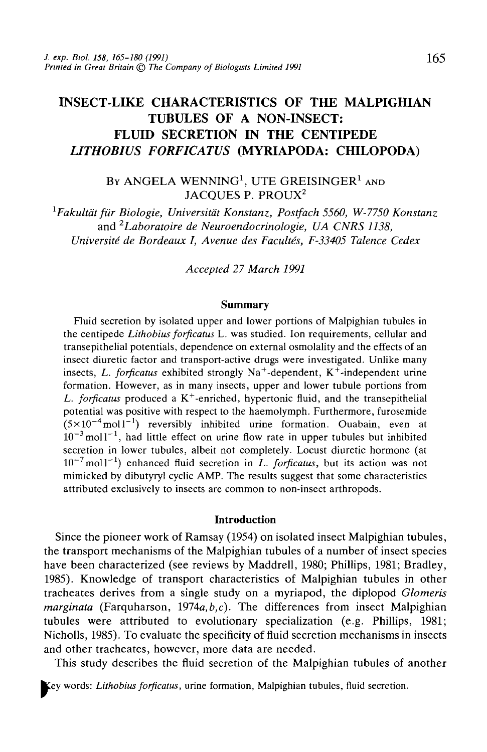# INSECT-LIKE CHARACTERISTICS OF THE MALPIGHIAN TUBULES OF A NON-INSECT: FLUID SECRETION IN THE CENTIPEDE *LITHOBIUS FORFICATUS* (MYRIAPODA: CHILOPODA)

By ANGELA WENNING[1], UTE GREISINGER[1] AND JACQUES P. PROUX[2]

[1]*Fakultät für Biologie, Universität Konstanz, Postfach 5560, W-7750 Konstanz* and [2]*Laboratoire de Neuroendocrinologie, UA CNRS 1138, Université de Bordeaux I, Avenue des Facultés, F-33405 Talence Cedex*

*Accepted 27 March 1991*

## Summary

Fluid secretion by isolated upper and lower portions of Malpighian tubules in the centipede *Lithobius forficatus* L. was studied. Ion requirements, cellular and transepithelial potentials, dependence on external osmolality and the effects of an insect diuretic factor and transport-active drugs were investigated. Unlike many insects, *L. forficatus* exhibited strongly $Na^+$-dependent, $K^+$-independent urine formation. However, as in many insects, upper and lower tubule portions from *L. forficatus* produced a $K^+$-enriched, hypertonic fluid, and the transepithelial potential was positive with respect to the haemolymph. Furthermore, furosemide ($5\times10^{-4}\,mol\,l^{-1}$) reversibly inhibited urine formation. Ouabain, even at $10^{-3}\,mol\,l^{-1}$, had little effect on urine flow rate in upper tubules but inhibited secretion in lower tubules, albeit not completely. Locust diuretic hormone (at $10^{-7}\,mol\,l^{-1}$) enhanced fluid secretion in *L. forficatus*, but its action was not mimicked by dibutyryl cyclic AMP. The results suggest that some characteristics attributed exclusively to insects are common to non-insect arthropods.

## Introduction

Since the pioneer work of Ramsay (1954) on isolated insect Malpighian tubules, the transport mechanisms of the Malpighian tubules of a number of insect species have been characterized (see reviews by Maddrell, 1980; Phillips, 1981; Bradley, 1985). Knowledge of transport characteristics of Malpighian tubules in other tracheates derives from a single study on a myriapod, the diplopod *Glomeris marginata* (Farquharson, 1974*a,b,c*). The differences from insect Malpighian tubules were attributed to evolutionary specialization (e.g. Phillips, 1981; Nicholls, 1985). To evaluate the specificity of fluid secretion mechanisms in insects and other tracheates, however, more data are needed.

This study describes the fluid secretion of the Malpighian tubules of another

Key words: *Lithobius forficatus*, urine formation, Malpighian tubules, fluid secretion.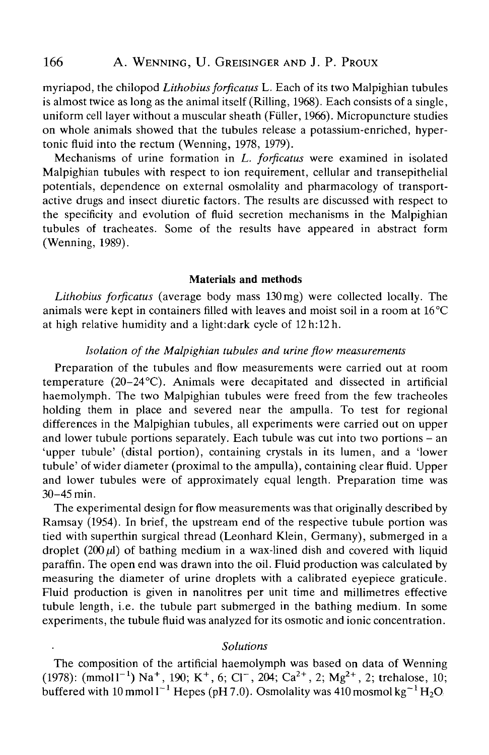myriapod, the chilopod *Lithobius forficatus* L. Each of its two Malpighian tubules is almost twice as long as the animal itself (Rilling, 1968). Each consists of a single, uniform cell layer without a muscular sheath (Füller, 1966). Micropuncture studies on whole animals showed that the tubules release a potassium-enriched, hypertonic fluid into the rectum (Wenning, 1978, 1979).

Mechanisms of urine formation in *L. forficatus* were examined in isolated Malpighian tubules with respect to ion requirement, cellular and transepithelial potentials, dependence on external osmolality and pharmacology of transport-active drugs and insect diuretic factors. The results are discussed with respect to the specificity and evolution of fluid secretion mechanisms in the Malpighian tubules of tracheates. Some of the results have appeared in abstract form (Wenning, 1989).

## Materials and methods

*Lithobius forficatus* (average body mass 130 mg) were collected locally. The animals were kept in containers filled with leaves and moist soil in a room at 16°C at high relative humidity and a light:dark cycle of 12 h:12 h.

### *Isolation of the Malpighian tubules and urine flow measurements*

Preparation of the tubules and flow measurements were carried out at room temperature (20–24°C). Animals were decapitated and dissected in artificial haemolymph. The two Malpighian tubules were freed from the few tracheoles holding them in place and severed near the ampulla. To test for regional differences in the Malpighian tubules, all experiments were carried out on upper and lower tubule portions separately. Each tubule was cut into two portions – an 'upper tubule' (distal portion), containing crystals in its lumen, and a 'lower tubule' of wider diameter (proximal to the ampulla), containing clear fluid. Upper and lower tubules were of approximately equal length. Preparation time was 30–45 min.

The experimental design for flow measurements was that originally described by Ramsay (1954). In brief, the upstream end of the respective tubule portion was tied with superthin surgical thread (Leonhard Klein, Germany), submerged in a droplet (200 $\mu$l) of bathing medium in a wax-lined dish and covered with liquid paraffin. The open end was drawn into the oil. Fluid production was calculated by measuring the diameter of urine droplets with a calibrated eyepiece graticule. Fluid production is given in nanolitres per unit time and millimetres effective tubule length, i.e. the tubule part submerged in the bathing medium. In some experiments, the tubule fluid was analyzed for its osmotic and ionic concentration.

### *Solutions*

The composition of the artificial haemolymph was based on data of Wenning (1978): (mmol $l^{-1}$) $Na^+$, 190; $K^+$, 6; $Cl^-$, 204; $Ca^{2+}$, 2; $Mg^{2+}$, 2; trehalose, 10; buffered with 10 mmol $l^{-1}$ Hepes (pH 7.0). Osmolality was 410 mosmol $kg^{-1}$ $H_2O$.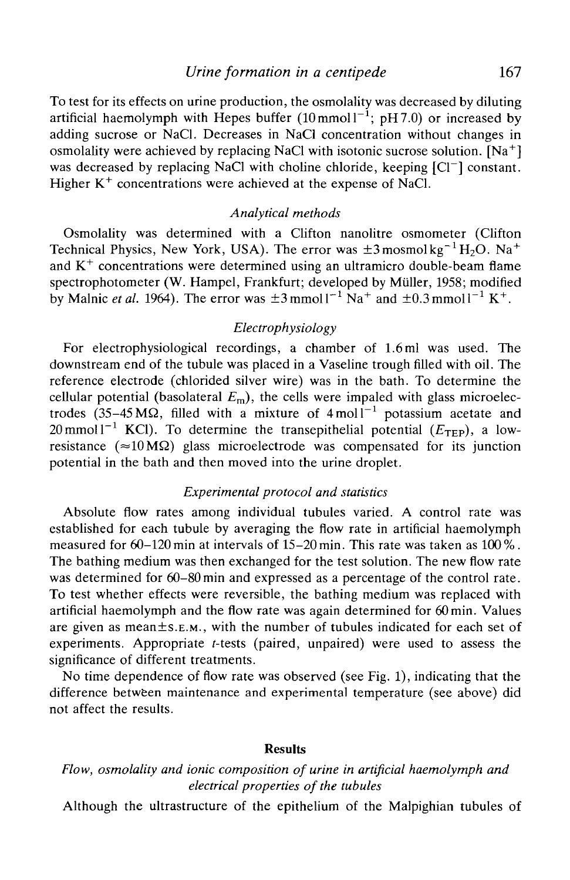To test for its effects on urine production, the osmolality was decreased by diluting artificial haemolymph with Hepes buffer ($10\,mmol\,l^{-1}$; pH 7.0) or increased by adding sucrose or NaCl. Decreases in NaCl concentration without changes in osmolality were achieved by replacing NaCl with isotonic sucrose solution. [$Na^+$] was decreased by replacing NaCl with choline chloride, keeping [$Cl^-$] constant. Higher $K^+$ concentrations were achieved at the expense of NaCl.

### *Analytical methods*

Osmolality was determined with a Clifton nanolitre osmometer (Clifton Technical Physics, New York, USA). The error was $\pm 3\,mosmol\,kg^{-1}\,H_2O$. $Na^+$ and $K^+$ concentrations were determined using an ultramicro double-beam flame spectrophotometer (W. Hampel, Frankfurt; developed by Müller, 1958; modified by Malnic *et al.* 1964). The error was $\pm 3\,mmol\,l^{-1}\,Na^+$ and $\pm 0.3\,mmol\,l^{-1}\,K^+$.

### *Electrophysiology*

For electrophysiological recordings, a chamber of 1.6 ml was used. The downstream end of the tubule was placed in a Vaseline trough filled with oil. The reference electrode (chlorided silver wire) was in the bath. To determine the cellular potential (basolateral $E_m$), the cells were impaled with glass microelectrodes (35–45 MΩ, filled with a mixture of $4\,mol\,l^{-1}$ potassium acetate and $20\,mmol\,l^{-1}$ KCl). To determine the transepithelial potential ($E_{TEP}$), a low-resistance (≈10 MΩ) glass microelectrode was compensated for its junction potential in the bath and then moved into the urine droplet.

### *Experimental protocol and statistics*

Absolute flow rates among individual tubules varied. A control rate was established for each tubule by averaging the flow rate in artificial haemolymph measured for 60–120 min at intervals of 15–20 min. This rate was taken as 100 %. The bathing medium was then exchanged for the test solution. The new flow rate was determined for 60–80 min and expressed as a percentage of the control rate. To test whether effects were reversible, the bathing medium was replaced with artificial haemolymph and the flow rate was again determined for 60 min. Values are given as mean±S.E.M., with the number of tubules indicated for each set of experiments. Appropriate *t*-tests (paired, unpaired) were used to assess the significance of different treatments.

No time dependence of flow rate was observed (see Fig. 1), indicating that the difference between maintenance and experimental temperature (see above) did not affect the results.

## Results

### *Flow, osmolality and ionic composition of urine in artificial haemolymph and electrical properties of the tubules*

Although the ultrastructure of the epithelium of the Malpighian tubules of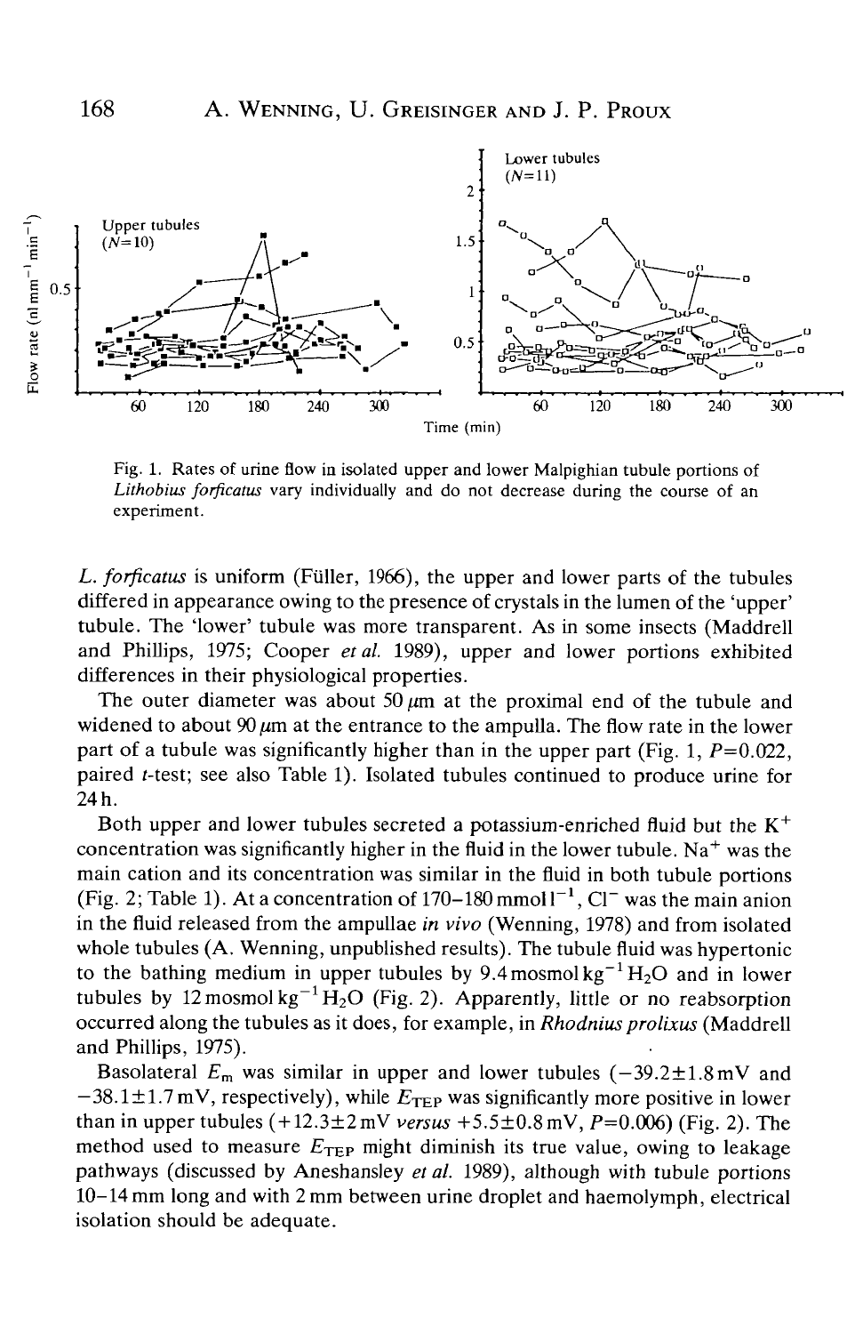Fig. 1. Rates of urine flow in isolated upper and lower Malpighian tubule portions of *Lithobius forficatus* vary individually and do not decrease during the course of an experiment.

*L. forficatus* is uniform (Füller, 1966), the upper and lower parts of the tubules differed in appearance owing to the presence of crystals in the lumen of the 'upper' tubule. The 'lower' tubule was more transparent. As in some insects (Maddrell and Phillips, 1975; Cooper *et al.* 1989), upper and lower portions exhibited differences in their physiological properties.

The outer diameter was about 50 $\mu$m at the proximal end of the tubule and widened to about 90 $\mu$m at the entrance to the ampulla. The flow rate in the lower part of a tubule was significantly higher than in the upper part (Fig. 1, $P=0.022$, paired $t$-test; see also Table 1). Isolated tubules continued to produce urine for 24 h.

Both upper and lower tubules secreted a potassium-enriched fluid but the $K^+$ concentration was significantly higher in the fluid in the lower tubule. $Na^+$ was the main cation and its concentration was similar in the fluid in both tubule portions (Fig. 2; Table 1). At a concentration of 170–180 mmol $l^{-1}$, $Cl^-$ was the main anion in the fluid released from the ampullae *in vivo* (Wenning, 1978) and from isolated whole tubules (A. Wenning, unpublished results). The tubule fluid was hypertonic to the bathing medium in upper tubules by 9.4 mosmol $kg^{-1}$ $H_2O$ and in lower tubules by 12 mosmol $kg^{-1}$ $H_2O$ (Fig. 2). Apparently, little or no reabsorption occurred along the tubules as it does, for example, in *Rhodnius prolixus* (Maddrell and Phillips, 1975).

Basolateral $E_m$ was similar in upper and lower tubules ($-39.2 \pm 1.8$ mV and $-38.1 \pm 1.7$ mV, respectively), while $E_{TEP}$ was significantly more positive in lower than in upper tubules ($+12.3 \pm 2$ mV *versus* $+5.5 \pm 0.8$ mV, $P=0.006$) (Fig. 2). The method used to measure $E_{TEP}$ might diminish its true value, owing to leakage pathways (discussed by Aneshansley *et al.* 1989), although with tubule portions 10–14 mm long and with 2 mm between urine droplet and haemolymph, electrical isolation should be adequate.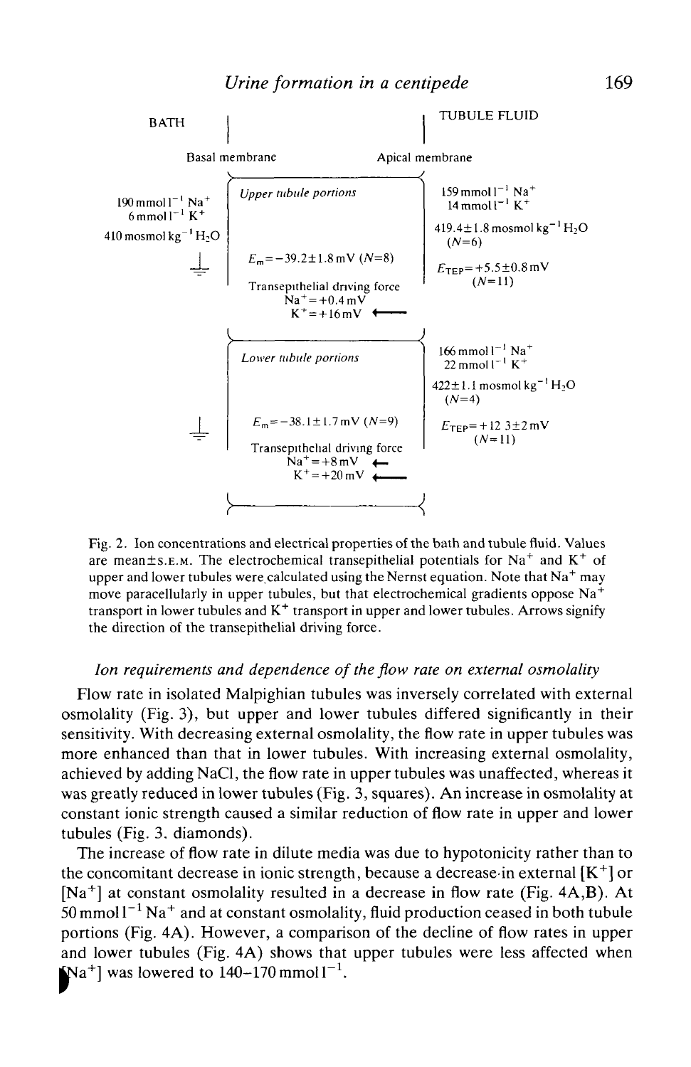BATH | TUBULE FLUID

Basal membrane | Apical membrane

**Upper tubule portions**

Bath: 190 mmol $l^{-1}$ $Na^+$, 6 mmol $l^{-1}$ $K^+$, 410 mosmol $kg^{-1}$ $H_2O$

$E_m = -39.2 \pm 1.8$ mV ($N$=8)

Transepithelial driving force
$Na^+ = +0.4$ mV
$K^+ = +16$ mV ←

Tubule fluid: 159 mmol $l^{-1}$ $Na^+$, 14 mmol $l^{-1}$ $K^+$, 419.4±1.8 mosmol $kg^{-1}$ $H_2O$ ($N$=6)

$E_{TEP} = +5.5 \pm 0.8$ mV ($N$=11)

**Lower tubule portions**

$E_m = -38.1 \pm 1.7$ mV ($N$=9)

Transepithelial driving force
$Na^+ = +8$ mV ←
$K^+ = +20$ mV ←

Tubule fluid: 166 mmol $l^{-1}$ $Na^+$, 22 mmol $l^{-1}$ $K^+$, 422±1.1 mosmol $kg^{-1}$ $H_2O$ ($N$=4)

$E_{TEP} = +12.3 \pm 2$ mV ($N$=11)

Fig. 2. Ion concentrations and electrical properties of the bath and tubule fluid. Values are mean±S.E.M. The electrochemical transepithelial potentials for $Na^+$ and $K^+$ of upper and lower tubules were calculated using the Nernst equation. Note that $Na^+$ may move paracellularly in upper tubules, but that electrochemical gradients oppose $Na^+$ transport in lower tubules and $K^+$ transport in upper and lower tubules. Arrows signify the direction of the transepithelial driving force.

### *Ion requirements and dependence of the flow rate on external osmolality*

Flow rate in isolated Malpighian tubules was inversely correlated with external osmolality (Fig. 3), but upper and lower tubules differed significantly in their sensitivity. With decreasing external osmolality, the flow rate in upper tubules was more enhanced than that in lower tubules. With increasing external osmolality, achieved by adding NaCl, the flow rate in upper tubules was unaffected, whereas it was greatly reduced in lower tubules (Fig. 3, squares). An increase in osmolality at constant ionic strength caused a similar reduction of flow rate in upper and lower tubules (Fig. 3, diamonds).

The increase of flow rate in dilute media was due to hypotonicity rather than to the concomitant decrease in ionic strength, because a decrease in external [$K^+$] or [$Na^+$] at constant osmolality resulted in a decrease in flow rate (Fig. 4A,B). At 50 mmol $l^{-1}$ $Na^+$ and at constant osmolality, fluid production ceased in both tubule portions (Fig. 4A). However, a comparison of the decline of flow rates in upper and lower tubules (Fig. 4A) shows that upper tubules were less affected when [$Na^+$] was lowered to 140–170 mmol $l^{-1}$.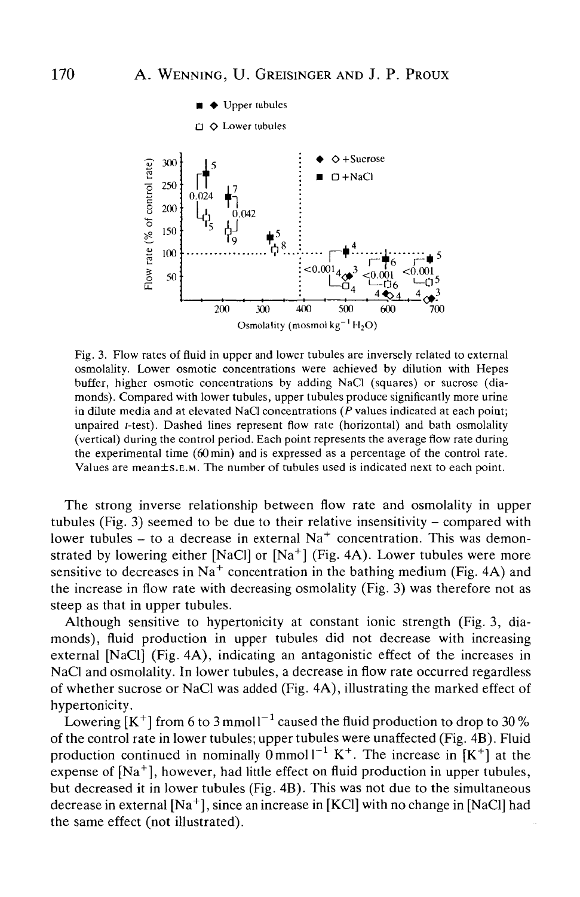Fig. 3. Flow rates of fluid in upper and lower tubules are inversely related to external osmolality. Lower osmotic concentrations were achieved by dilution with Hepes buffer, higher osmotic concentrations by adding NaCl (squares) or sucrose (diamonds). Compared with lower tubules, upper tubules produce significantly more urine in dilute media and at elevated NaCl concentrations ($P$ values indicated at each point; unpaired $t$-test). Dashed lines represent flow rate (horizontal) and bath osmolality (vertical) during the control period. Each point represents the average flow rate during the experimental time (60 min) and is expressed as a percentage of the control rate. Values are mean±S.E.M. The number of tubules used is indicated next to each point.

The strong inverse relationship between flow rate and osmolality in upper tubules (Fig. 3) seemed to be due to their relative insensitivity – compared with lower tubules – to a decrease in external $Na^+$ concentration. This was demonstrated by lowering either [NaCl] or [$Na^+$] (Fig. 4A). Lower tubules were more sensitive to decreases in $Na^+$ concentration in the bathing medium (Fig. 4A) and the increase in flow rate with decreasing osmolality (Fig. 3) was therefore not as steep as that in upper tubules.

Although sensitive to hypertonicity at constant ionic strength (Fig. 3, diamonds), fluid production in upper tubules did not decrease with increasing external [NaCl] (Fig. 4A), indicating an antagonistic effect of the increases in NaCl and osmolality. In lower tubules, a decrease in flow rate occurred regardless of whether sucrose or NaCl was added (Fig. 4A), illustrating the marked effect of hypertonicity.

Lowering [$K^+$] from 6 to 3 mmol $l^{-1}$ caused the fluid production to drop to 30 % of the control rate in lower tubules; upper tubules were unaffected (Fig. 4B). Fluid production continued in nominally 0 mmol $l^{-1}$ $K^+$. The increase in [$K^+$] at the expense of [$Na^+$], however, had little effect on fluid production in upper tubules, but decreased it in lower tubules (Fig. 4B). This was not due to the simultaneous decrease in external [$Na^+$], since an increase in [KCl] with no change in [NaCl] had the same effect (not illustrated).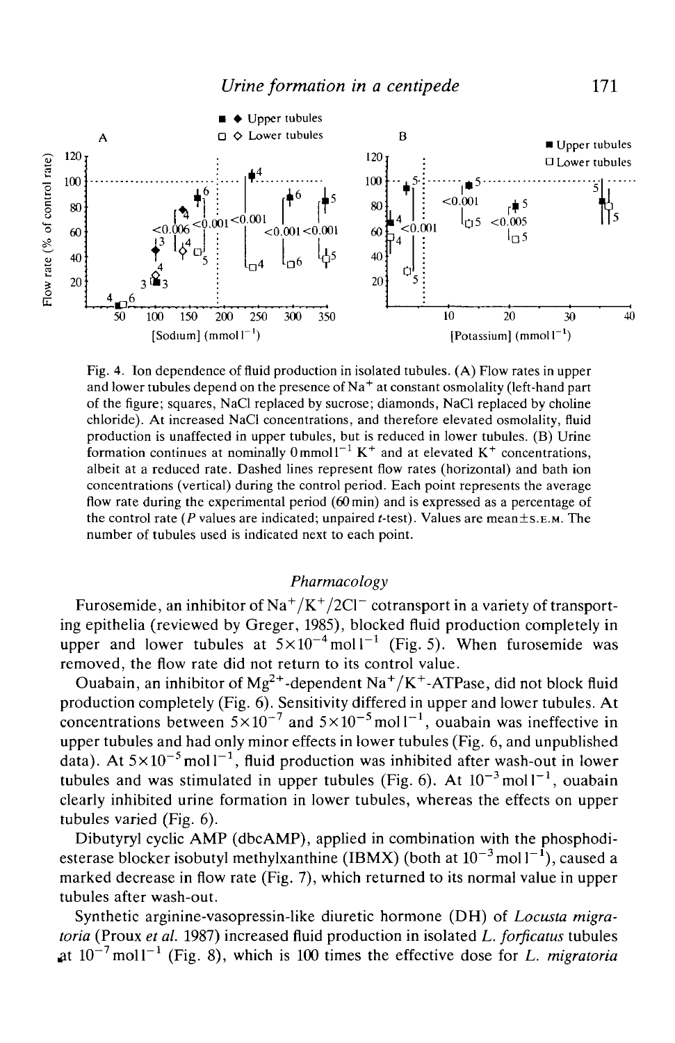Fig. 4. Ion dependence of fluid production in isolated tubules. (A) Flow rates in upper and lower tubules depend on the presence of $Na^+$ at constant osmolality (left-hand part of the figure; squares, NaCl replaced by sucrose; diamonds, NaCl replaced by choline chloride). At increased NaCl concentrations, and therefore elevated osmolality, fluid production is unaffected in upper tubules, but is reduced in lower tubules. (B) Urine formation continues at nominally $0\,mmol\,l^{-1}$ $K^+$ and at elevated $K^+$ concentrations, albeit at a reduced rate. Dashed lines represent flow rates (horizontal) and bath ion concentrations (vertical) during the control period. Each point represents the average flow rate during the experimental period (60 min) and is expressed as a percentage of the control rate (*P* values are indicated; unpaired *t*-test). Values are mean±S.E.M. The number of tubules used is indicated next to each point.

### Pharmacology

Furosemide, an inhibitor of $Na^+/K^+/2Cl^-$ cotransport in a variety of transporting epithelia (reviewed by Greger, 1985), blocked fluid production completely in upper and lower tubules at $5\times10^{-4}\,mol\,l^{-1}$ (Fig. 5). When furosemide was removed, the flow rate did not return to its control value.

Ouabain, an inhibitor of $Mg^{2+}$-dependent $Na^+/K^+$-ATPase, did not block fluid production completely (Fig. 6). Sensitivity differed in upper and lower tubules. At concentrations between $5\times10^{-7}$ and $5\times10^{-5}\,mol\,l^{-1}$, ouabain was ineffective in upper tubules and had only minor effects in lower tubules (Fig. 6, and unpublished data). At $5\times10^{-5}\,mol\,l^{-1}$, fluid production was inhibited after wash-out in lower tubules and was stimulated in upper tubules (Fig. 6). At $10^{-3}\,mol\,l^{-1}$, ouabain clearly inhibited urine formation in lower tubules, whereas the effects on upper tubules varied (Fig. 6).

Dibutyryl cyclic AMP (dbcAMP), applied in combination with the phosphodiesterase blocker isobutyl methylxanthine (IBMX) (both at $10^{-3}\,mol\,l^{-1}$), caused a marked decrease in flow rate (Fig. 7), which returned to its normal value in upper tubules after wash-out.

Synthetic arginine-vasopressin-like diuretic hormone (DH) of *Locusta migratoria* (Proux *et al.* 1987) increased fluid production in isolated *L. forficatus* tubules at $10^{-7}\,mol\,l^{-1}$ (Fig. 8), which is 100 times the effective dose for *L. migratoria*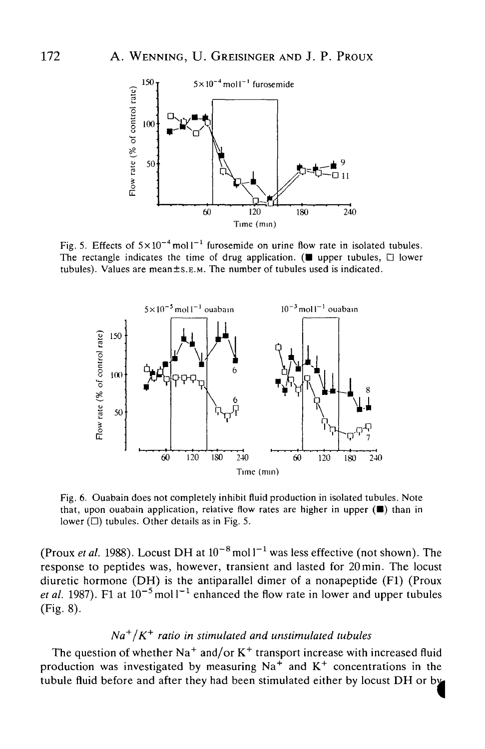Fig. 5. Effects of $5\times10^{-4}$ mol $l^{-1}$ furosemide on urine flow rate in isolated tubules. The rectangle indicates the time of drug application. (■ upper tubules, □ lower tubules). Values are mean±S.E.M. The number of tubules used is indicated.

Fig. 6. Ouabain does not completely inhibit fluid production in isolated tubules. Note that, upon ouabain application, relative flow rates are higher in upper (■) than in lower (□) tubules. Other details as in Fig. 5.

(Proux *et al.* 1988). Locust DH at $10^{-8}$ mol $l^{-1}$ was less effective (not shown). The response to peptides was, however, transient and lasted for 20 min. The locust diuretic hormone (DH) is the antiparallel dimer of a nonapeptide (F1) (Proux *et al.* 1987). F1 at $10^{-5}$ mol $l^{-1}$ enhanced the flow rate in lower and upper tubules (Fig. 8).

### $Na^+/K^+$ *ratio in stimulated and unstimulated tubules*

The question of whether $Na^+$ and/or $K^+$ transport increase with increased fluid production was investigated by measuring $Na^+$ and $K^+$ concentrations in the tubule fluid before and after they had been stimulated either by locust DH or by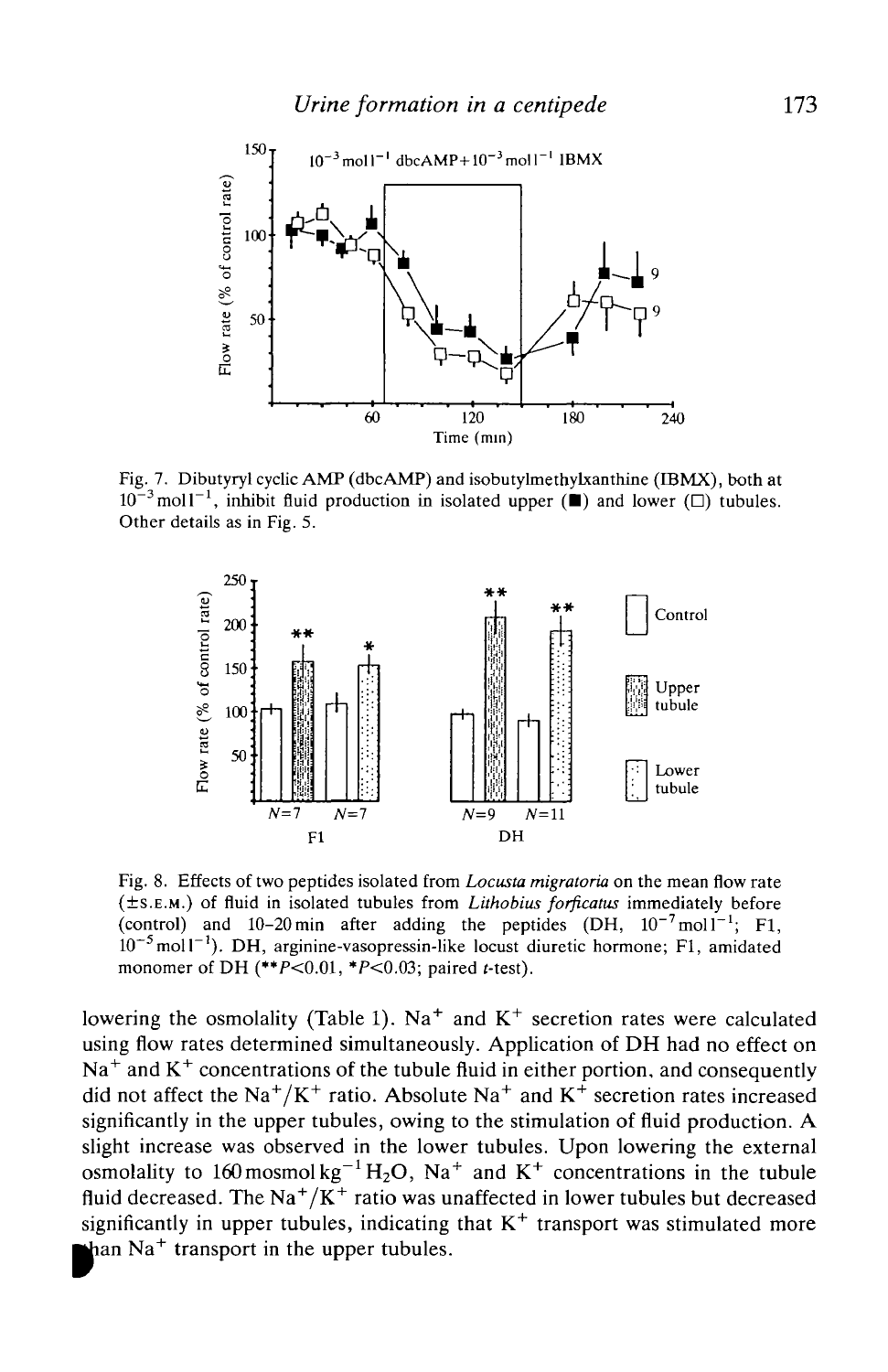Fig. 7. Dibutyryl cyclic AMP (dbcAMP) and isobutylmethylxanthine (IBMX), both at $10^{-3}$ mol $l^{-1}$, inhibit fluid production in isolated upper (■) and lower (□) tubules. Other details as in Fig. 5.

Fig. 8. Effects of two peptides isolated from *Locusta migratoria* on the mean flow rate (±S.E.M.) of fluid in isolated tubules from *Lithobius forficatus* immediately before (control) and 10–20 min after adding the peptides (DH, $10^{-7}$ mol $l^{-1}$; F1, $10^{-5}$ mol $l^{-1}$). DH, arginine-vasopressin-like locust diuretic hormone; F1, amidated monomer of DH (**$P<0.01$, *$P<0.03$; paired $t$-test).

lowering the osmolality (Table 1). $Na^+$ and $K^+$ secretion rates were calculated using flow rates determined simultaneously. Application of DH had no effect on $Na^+$ and $K^+$ concentrations of the tubule fluid in either portion, and consequently did not affect the $Na^+/K^+$ ratio. Absolute $Na^+$ and $K^+$ secretion rates increased significantly in the upper tubules, owing to the stimulation of fluid production. A slight increase was observed in the lower tubules. Upon lowering the external osmolality to 160 mosmol $kg^{-1}$ $H_2O$, $Na^+$ and $K^+$ concentrations in the tubule fluid decreased. The $Na^+/K^+$ ratio was unaffected in lower tubules but decreased significantly in upper tubules, indicating that $K^+$ transport was stimulated more than $Na^+$ transport in the upper tubules.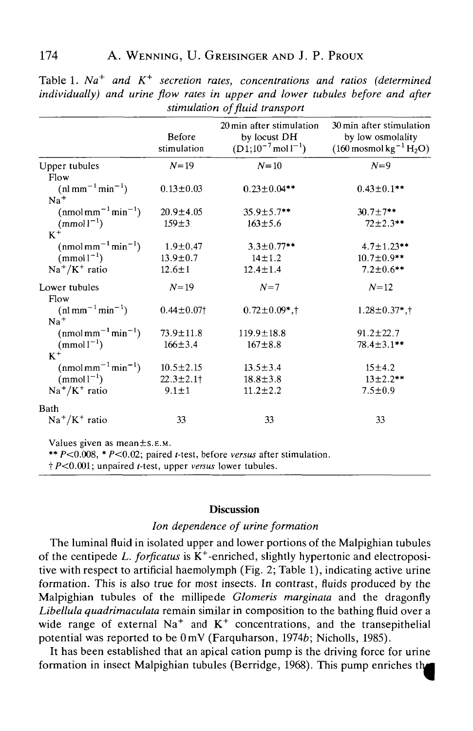Table 1. *$Na^+$ and $K^+$ secretion rates, concentrations and ratios (determined individually) and urine flow rates in upper and lower tubules before and after stimulation of fluid transport*

| | Before stimulation | 20 min after stimulation by locust DH (D1;$10^{-7}$ mol $l^{-1}$) | 30 min after stimulation by low osmolality (160 mosmol $kg^{-1}$ $H_2O$) |
|---|---|---|---|
| Upper tubules | $N$=19 | $N$=10 | $N$=9 |
| Flow | | | |
| (nl $mm^{-1}$ $min^{-1}$) | 0.13±0.03 | 0.23±0.04** | 0.43±0.1** |
| $Na^+$ | | | |
| (nmol $mm^{-1}$ $min^{-1}$) | 20.9±4.05 | 35.9±5.7** | 30.7±7** |
| (mmol $l^{-1}$) | 159±3 | 163±5.6 | 72±2.3** |
| $K^+$ | | | |
| (nmol $mm^{-1}$ $min^{-1}$) | 1.9±0.47 | 3.3±0.77** | 4.7±1.23** |
| (mmol $l^{-1}$) | 13.9±0.7 | 14±1.2 | 10.7±0.9** |
| $Na^+/K^+$ ratio | 12.6±1 | 12.4±1.4 | 7.2±0.6** |
| Lower tubules | $N$=19 | $N$=7 | $N$=12 |
| Flow | | | |
| (nl $mm^{-1}$ $min^{-1}$) | 0.44±0.07† | 0.72±0.09*,† | 1.28±0.37*,† |
| $Na^+$ | | | |
| (nmol $mm^{-1}$ $min^{-1}$) | 73.9±11.8 | 119.9±18.8 | 91.2±22.7 |
| (mmol $l^{-1}$) | 166±3.4 | 167±8.8 | 78.4±3.1** |
| $K^+$ | | | |
| (nmol $mm^{-1}$ $min^{-1}$) | 10.5±2.15 | 13.5±3.4 | 15±4.2 |
| (mmol $l^{-1}$) | 22.3±2.1† | 18.8±3.8 | 13±2.2** |
| $Na^+/K^+$ ratio | 9.1±1 | 11.2±2.2 | 7.5±0.9 |
| Bath | | | |
| $Na^+/K^+$ ratio | 33 | 33 | 33 |

Values given as mean±S.E.M.

** $P$<0.008, * $P$<0.02; paired $t$-test, before *versus* after stimulation.

† $P$<0.001; unpaired $t$-test, upper *versus* lower tubules.

## Discussion

### *Ion dependence of urine formation*

The luminal fluid in isolated upper and lower portions of the Malpighian tubules of the centipede *L. forficatus* is $K^+$-enriched, slightly hypertonic and electropositive with respect to artificial haemolymph (Fig. 2; Table 1), indicating active urine formation. This is also true for most insects. In contrast, fluids produced by the Malpighian tubules of the millipede *Glomeris marginata* and the dragonfly *Libellula quadrimaculata* remain similar in composition to the bathing fluid over a wide range of external $Na^+$ and $K^+$ concentrations, and the transepithelial potential was reported to be 0 mV (Farquharson, 1974*b*; Nicholls, 1985).

It has been established that an apical cation pump is the driving force for urine formation in insect Malpighian tubules (Berridge, 1968). This pump enriches the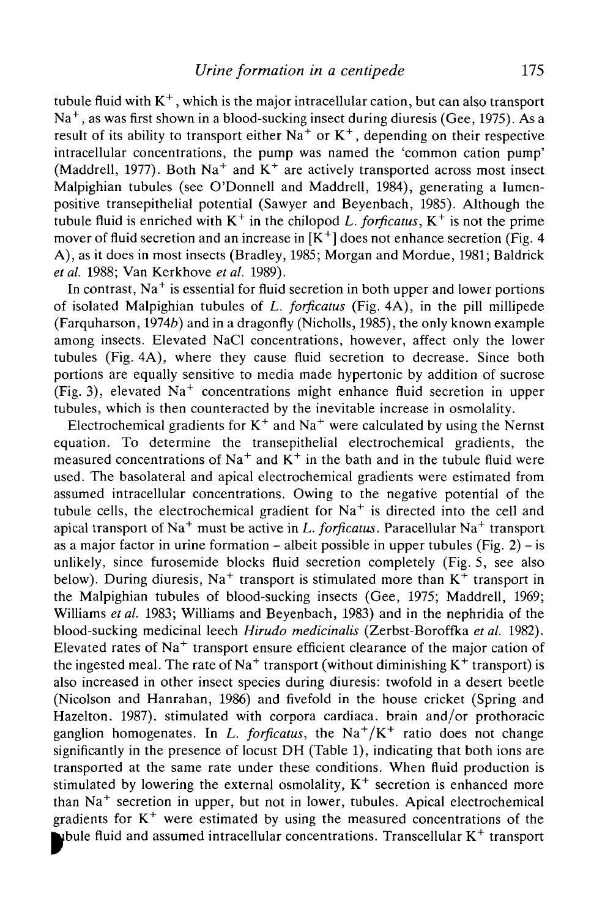tubule fluid with $K^+$, which is the major intracellular cation, but can also transport $Na^+$, as was first shown in a blood-sucking insect during diuresis (Gee, 1975). As a result of its ability to transport either $Na^+$ or $K^+$, depending on their respective intracellular concentrations, the pump was named the 'common cation pump' (Maddrell, 1977). Both $Na^+$ and $K^+$ are actively transported across most insect Malpighian tubules (see O'Donnell and Maddrell, 1984), generating a lumen-positive transepithelial potential (Sawyer and Beyenbach, 1985). Although the tubule fluid is enriched with $K^+$ in the chilopod *L. forficatus*, $K^+$ is not the prime mover of fluid secretion and an increase in $[K^+]$ does not enhance secretion (Fig. 4 A), as it does in most insects (Bradley, 1985; Morgan and Mordue, 1981; Baldrick *et al.* 1988; Van Kerkhove *et al.* 1989).

In contrast, $Na^+$ is essential for fluid secretion in both upper and lower portions of isolated Malpighian tubules of *L. forficatus* (Fig. 4A), in the pill millipede (Farquharson, 1974*b*) and in a dragonfly (Nicholls, 1985), the only known example among insects. Elevated NaCl concentrations, however, affect only the lower tubules (Fig. 4A), where they cause fluid secretion to decrease. Since both portions are equally sensitive to media made hypertonic by addition of sucrose (Fig. 3), elevated $Na^+$ concentrations might enhance fluid secretion in upper tubules, which is then counteracted by the inevitable increase in osmolality.

Electrochemical gradients for $K^+$ and $Na^+$ were calculated by using the Nernst equation. To determine the transepithelial electrochemical gradients, the measured concentrations of $Na^+$ and $K^+$ in the bath and in the tubule fluid were used. The basolateral and apical electrochemical gradients were estimated from assumed intracellular concentrations. Owing to the negative potential of the tubule cells, the electrochemical gradient for $Na^+$ is directed into the cell and apical transport of $Na^+$ must be active in *L. forficatus*. Paracellular $Na^+$ transport as a major factor in urine formation – albeit possible in upper tubules (Fig. 2) – is unlikely, since furosemide blocks fluid secretion completely (Fig. 5, see also below). During diuresis, $Na^+$ transport is stimulated more than $K^+$ transport in the Malpighian tubules of blood-sucking insects (Gee, 1975; Maddrell, 1969; Williams *et al.* 1983; Williams and Beyenbach, 1983) and in the nephridia of the blood-sucking medicinal leech *Hirudo medicinalis* (Zerbst-Boroffka *et al.* 1982). Elevated rates of $Na^+$ transport ensure efficient clearance of the major cation of the ingested meal. The rate of $Na^+$ transport (without diminishing $K^+$ transport) is also increased in other insect species during diuresis: twofold in a desert beetle (Nicolson and Hanrahan, 1986) and fivefold in the house cricket (Spring and Hazelton, 1987), stimulated with corpora cardiaca, brain and/or prothoracic ganglion homogenates. In *L. forficatus*, the $Na^+/K^+$ ratio does not change significantly in the presence of locust DH (Table 1), indicating that both ions are transported at the same rate under these conditions. When fluid production is stimulated by lowering the external osmolality, $K^+$ secretion is enhanced more than $Na^+$ secretion in upper, but not in lower, tubules. Apical electrochemical gradients for $K^+$ were estimated by using the measured concentrations of the tubule fluid and assumed intracellular concentrations. Transcellular $K^+$ transport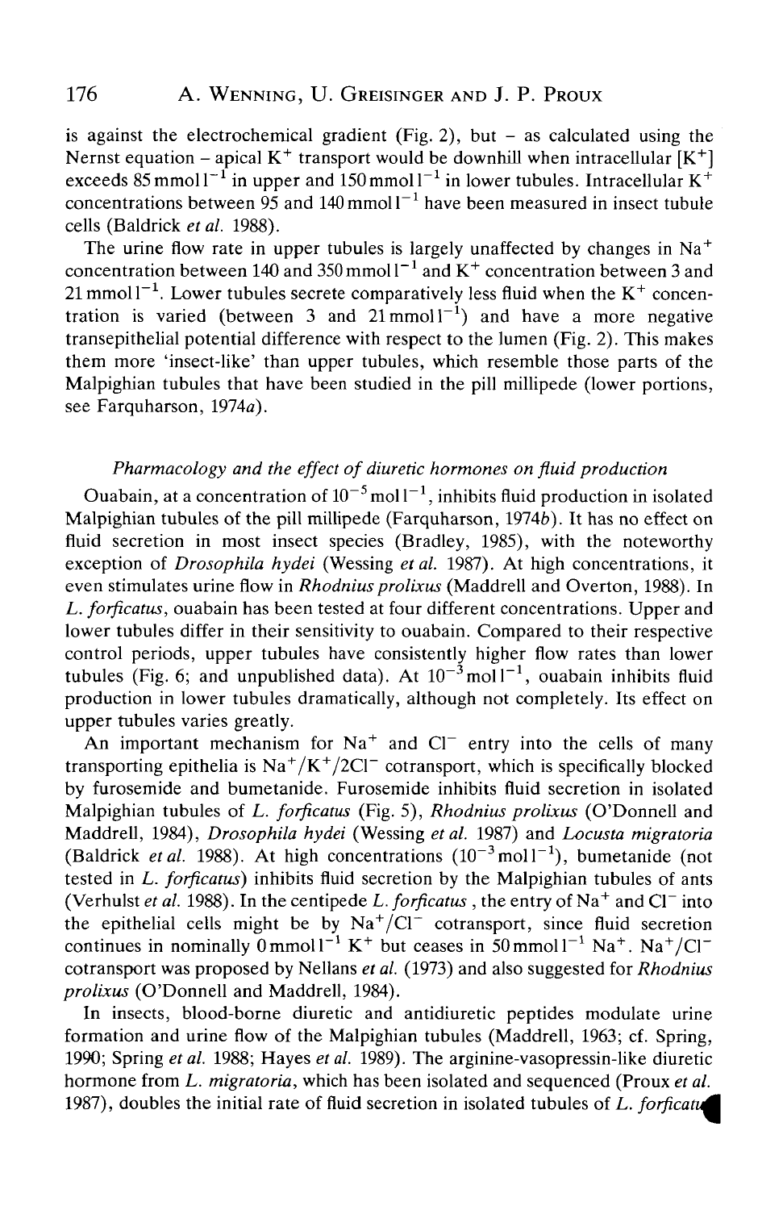is against the electrochemical gradient (Fig. 2), but – as calculated using the Nernst equation – apical $K^+$ transport would be downhill when intracellular $[K^+]$ exceeds $85\,mmol\,l^{-1}$ in upper and $150\,mmol\,l^{-1}$ in lower tubules. Intracellular $K^+$ concentrations between 95 and $140\,mmol\,l^{-1}$ have been measured in insect tubule cells (Baldrick *et al.* 1988).

The urine flow rate in upper tubules is largely unaffected by changes in $Na^+$ concentration between 140 and $350\,mmol\,l^{-1}$ and $K^+$ concentration between 3 and $21\,mmol\,l^{-1}$. Lower tubules secrete comparatively less fluid when the $K^+$ concentration is varied (between 3 and $21\,mmol\,l^{-1}$) and have a more negative transepithelial potential difference with respect to the lumen (Fig. 2). This makes them more 'insect-like' than upper tubules, which resemble those parts of the Malpighian tubules that have been studied in the pill millipede (lower portions, see Farquharson, 1974*a*).

### *Pharmacology and the effect of diuretic hormones on fluid production*

Ouabain, at a concentration of $10^{-5}\,mol\,l^{-1}$, inhibits fluid production in isolated Malpighian tubules of the pill millipede (Farquharson, 1974*b*). It has no effect on fluid secretion in most insect species (Bradley, 1985), with the noteworthy exception of *Drosophila hydei* (Wessing *et al.* 1987). At high concentrations, it even stimulates urine flow in *Rhodnius prolixus* (Maddrell and Overton, 1988). In *L. forficatus*, ouabain has been tested at four different concentrations. Upper and lower tubules differ in their sensitivity to ouabain. Compared to their respective control periods, upper tubules have consistently higher flow rates than lower tubules (Fig. 6; and unpublished data). At $10^{-3}\,mol\,l^{-1}$, ouabain inhibits fluid production in lower tubules dramatically, although not completely. Its effect on upper tubules varies greatly.

An important mechanism for $Na^+$ and $Cl^-$ entry into the cells of many transporting epithelia is $Na^+/K^+/2Cl^-$ cotransport, which is specifically blocked by furosemide and bumetanide. Furosemide inhibits fluid secretion in isolated Malpighian tubules of *L. forficatus* (Fig. 5), *Rhodnius prolixus* (O'Donnell and Maddrell, 1984), *Drosophila hydei* (Wessing *et al.* 1987) and *Locusta migratoria* (Baldrick *et al.* 1988). At high concentrations ($10^{-3}\,mol\,l^{-1}$), bumetanide (not tested in *L. forficatus*) inhibits fluid secretion by the Malpighian tubules of ants (Verhulst *et al.* 1988). In the centipede *L. forficatus* , the entry of $Na^+$ and $Cl^-$ into the epithelial cells might be by $Na^+/Cl^-$ cotransport, since fluid secretion continues in nominally $0\,mmol\,l^{-1}$ $K^+$ but ceases in $50\,mmol\,l^{-1}$ $Na^+$. $Na^+/Cl^-$ cotransport was proposed by Nellans *et al.* (1973) and also suggested for *Rhodnius prolixus* (O'Donnell and Maddrell, 1984).

In insects, blood-borne diuretic and antidiuretic peptides modulate urine formation and urine flow of the Malpighian tubules (Maddrell, 1963; cf. Spring, 1990; Spring *et al.* 1988; Hayes *et al.* 1989). The arginine-vasopressin-like diuretic hormone from *L. migratoria*, which has been isolated and sequenced (Proux *et al.* 1987), doubles the initial rate of fluid secretion in isolated tubules of *L. forficatus*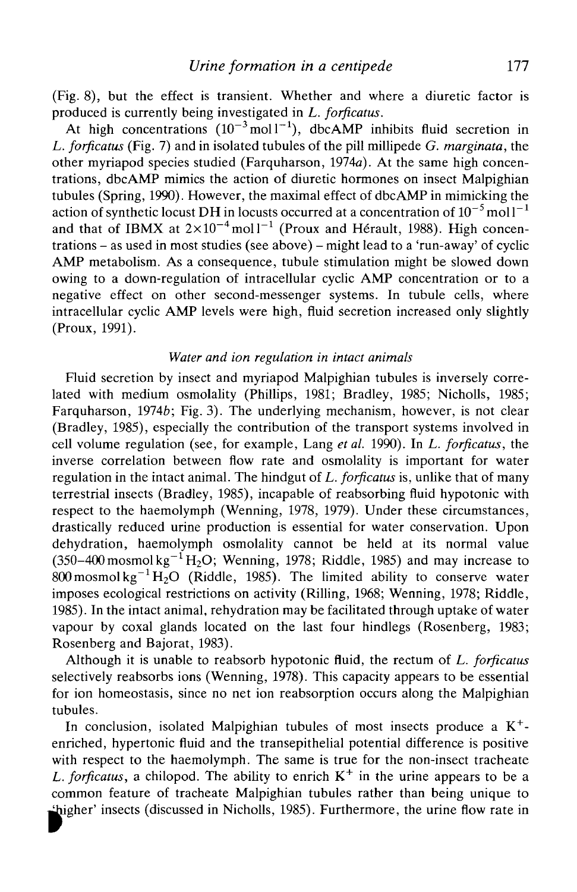(Fig. 8), but the effect is transient. Whether and where a diuretic factor is produced is currently being investigated in *L. forficatus*.

At high concentrations ($10^{-3}\,\mathrm{mol\,l^{-1}}$), dbcAMP inhibits fluid secretion in *L. forficatus* (Fig. 7) and in isolated tubules of the pill millipede *G. marginata*, the other myriapod species studied (Farquharson, 1974*a*). At the same high concentrations, dbcAMP mimics the action of diuretic hormones on insect Malpighian tubules (Spring, 1990). However, the maximal effect of dbcAMP in mimicking the action of synthetic locust DH in locusts occurred at a concentration of $10^{-5}\,\mathrm{mol\,l^{-1}}$ and that of IBMX at $2{\times}10^{-4}\,\mathrm{mol\,l^{-1}}$ (Proux and Hérault, 1988). High concentrations – as used in most studies (see above) – might lead to a 'run-away' of cyclic AMP metabolism. As a consequence, tubule stimulation might be slowed down owing to a down-regulation of intracellular cyclic AMP concentration or to a negative effect on other second-messenger systems. In tubule cells, where intracellular cyclic AMP levels were high, fluid secretion increased only slightly (Proux, 1991).

### *Water and ion regulation in intact animals*

Fluid secretion by insect and myriapod Malpighian tubules is inversely correlated with medium osmolality (Phillips, 1981; Bradley, 1985; Nicholls, 1985; Farquharson, 1974*b*; Fig. 3). The underlying mechanism, however, is not clear (Bradley, 1985), especially the contribution of the transport systems involved in cell volume regulation (see, for example, Lang *et al.* 1990). In *L. forficatus*, the inverse correlation between flow rate and osmolality is important for water regulation in the intact animal. The hindgut of *L. forficatus* is, unlike that of many terrestrial insects (Bradley, 1985), incapable of reabsorbing fluid hypotonic with respect to the haemolymph (Wenning, 1978, 1979). Under these circumstances, drastically reduced urine production is essential for water conservation. Upon dehydration, haemolymph osmolality cannot be held at its normal value ($350$–$400\,\mathrm{mosmol\,kg^{-1}\,H_2O}$; Wenning, 1978; Riddle, 1985) and may increase to $800\,\mathrm{mosmol\,kg^{-1}\,H_2O}$ (Riddle, 1985). The limited ability to conserve water imposes ecological restrictions on activity (Rilling, 1968; Wenning, 1978; Riddle, 1985). In the intact animal, rehydration may be facilitated through uptake of water vapour by coxal glands located on the last four hindlegs (Rosenberg, 1983; Rosenberg and Bajorat, 1983).

Although it is unable to reabsorb hypotonic fluid, the rectum of *L. forficatus* selectively reabsorbs ions (Wenning, 1978). This capacity appears to be essential for ion homeostasis, since no net ion reabsorption occurs along the Malpighian tubules.

In conclusion, isolated Malpighian tubules of most insects produce a $K^+$-enriched, hypertonic fluid and the transepithelial potential difference is positive with respect to the haemolymph. The same is true for the non-insect tracheate *L. forficatus*, a chilopod. The ability to enrich $K^+$ in the urine appears to be a common feature of tracheate Malpighian tubules rather than being unique to 'higher' insects (discussed in Nicholls, 1985). Furthermore, the urine flow rate in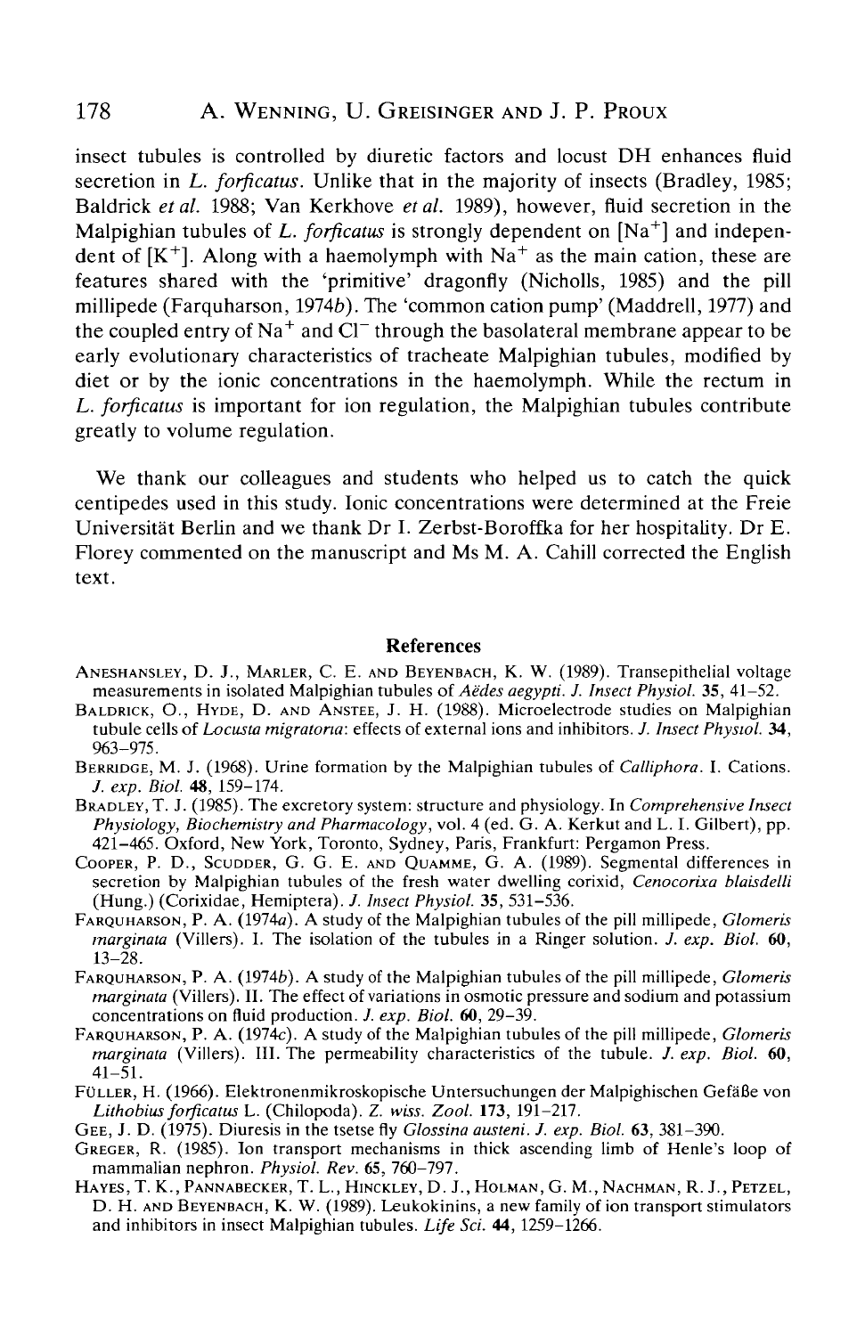insect tubules is controlled by diuretic factors and locust DH enhances fluid secretion in *L. forficatus*. Unlike that in the majority of insects (Bradley, 1985; Baldrick *et al.* 1988; Van Kerkhove *et al.* 1989), however, fluid secretion in the Malpighian tubules of *L. forficatus* is strongly dependent on $[Na^+]$ and independent of $[K^+]$. Along with a haemolymph with $Na^+$ as the main cation, these are features shared with the 'primitive' dragonfly (Nicholls, 1985) and the pill millipede (Farquharson, 1974*b*). The 'common cation pump' (Maddrell, 1977) and the coupled entry of $Na^+$ and $Cl^-$ through the basolateral membrane appear to be early evolutionary characteristics of tracheate Malpighian tubules, modified by diet or by the ionic concentrations in the haemolymph. While the rectum in *L. forficatus* is important for ion regulation, the Malpighian tubules contribute greatly to volume regulation.

We thank our colleagues and students who helped us to catch the quick centipedes used in this study. Ionic concentrations were determined at the Freie Universität Berlin and we thank Dr I. Zerbst-Boroffka for her hospitality. Dr E. Florey commented on the manuscript and Ms M. A. Cahill corrected the English text.

## References

Aneshansley, D. J., Marler, C. E. and Beyenbach, K. W. (1989). Transepithelial voltage measurements in isolated Malpighian tubules of *Aëdes aegypti*. *J. Insect Physiol.* **35**, 41–52.

Baldrick, O., Hyde, D. and Anstee, J. H. (1988). Microelectrode studies on Malpighian tubule cells of *Locusta migratoria*: effects of external ions and inhibitors. *J. Insect Physiol.* **34**, 963–975.

Berridge, M. J. (1968). Urine formation by the Malpighian tubules of *Calliphora*. I. Cations. *J. exp. Biol.* **48**, 159–174.

Bradley, T. J. (1985). The excretory system: structure and physiology. In *Comprehensive Insect Physiology, Biochemistry and Pharmacology*, vol. 4 (ed. G. A. Kerkut and L. I. Gilbert), pp. 421–465. Oxford, New York, Toronto, Sydney, Paris, Frankfurt: Pergamon Press.

Cooper, P. D., Scudder, G. G. E. and Quamme, G. A. (1989). Segmental differences in secretion by Malpighian tubules of the fresh water dwelling corixid, *Cenocorixa blaisdelli* (Hung.) (Corixidae, Hemiptera). *J. Insect Physiol.* **35**, 531–536.

Farquharson, P. A. (1974*a*). A study of the Malpighian tubules of the pill millipede, *Glomeris marginata* (Villers). I. The isolation of the tubules in a Ringer solution. *J. exp. Biol.* **60**, 13–28.

Farquharson, P. A. (1974*b*). A study of the Malpighian tubules of the pill millipede, *Glomeris marginata* (Villers). II. The effect of variations in osmotic pressure and sodium and potassium concentrations on fluid production. *J. exp. Biol.* **60**, 29–39.

Farquharson, P. A. (1974*c*). A study of the Malpighian tubules of the pill millipede, *Glomeris marginata* (Villers). III. The permeability characteristics of the tubule. *J. exp. Biol.* **60**, 41–51.

Füller, H. (1966). Elektronenmikroskopische Untersuchungen der Malpighischen Gefäße von *Lithobius forficatus* L. (Chilopoda). *Z. wiss. Zool.* **173**, 191–217.

Gee, J. D. (1975). Diuresis in the tsetse fly *Glossina austeni*. *J. exp. Biol.* **63**, 381–390.

Greger, R. (1985). Ion transport mechanisms in thick ascending limb of Henle's loop of mammalian nephron. *Physiol. Rev.* **65**, 760–797.

Hayes, T. K., Pannabecker, T. L., Hinckley, D. J., Holman, G. M., Nachman, R. J., Petzel, D. H. and Beyenbach, K. W. (1989). Leukokinins, a new family of ion transport stimulators and inhibitors in insect Malpighian tubules. *Life Sci.* **44**, 1259–1266.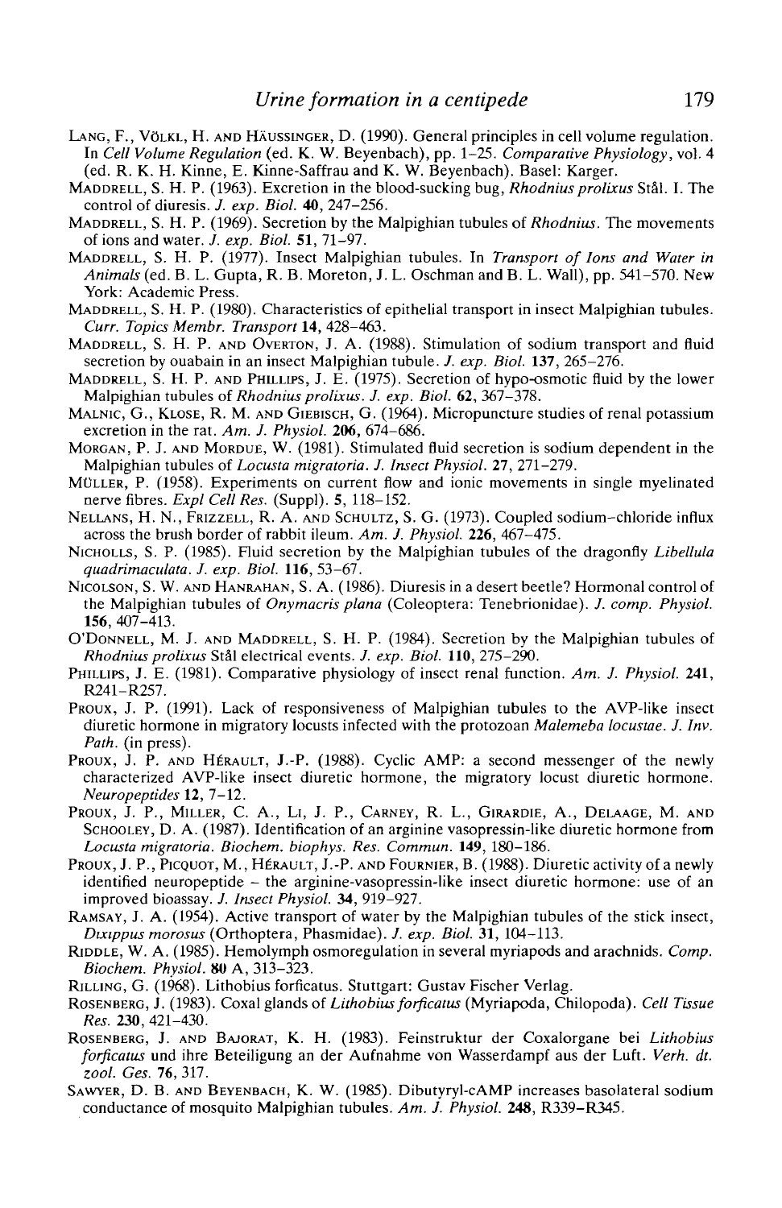LANG, F., VÖLKL, H. AND HÄUSSINGER, D. (1990). General principles in cell volume regulation. In *Cell Volume Regulation* (ed. K. W. Beyenbach), pp. 1–25. *Comparative Physiology*, vol. 4 (ed. R. K. H. Kinne, E. Kinne-Saffrau and K. W. Beyenbach). Basel: Karger.

MADDRELL, S. H. P. (1963). Excretion in the blood-sucking bug, *Rhodnius prolixus* Stål. I. The control of diuresis. *J. exp. Biol.* **40**, 247–256.

MADDRELL, S. H. P. (1969). Secretion by the Malpighian tubules of *Rhodnius*. The movements of ions and water. *J. exp. Biol.* **51**, 71–97.

MADDRELL, S. H. P. (1977). Insect Malpighian tubules. In *Transport of Ions and Water in Animals* (ed. B. L. Gupta, R. B. Moreton, J. L. Oschman and B. L. Wall), pp. 541–570. New York: Academic Press.

MADDRELL, S. H. P. (1980). Characteristics of epithelial transport in insect Malpighian tubules. *Curr. Topics Membr. Transport* **14**, 428–463.

MADDRELL, S. H. P. AND OVERTON, J. A. (1988). Stimulation of sodium transport and fluid secretion by ouabain in an insect Malpighian tubule. *J. exp. Biol.* **137**, 265–276.

MADDRELL, S. H. P. AND PHILLIPS, J. E. (1975). Secretion of hypo-osmotic fluid by the lower Malpighian tubules of *Rhodnius prolixus*. *J. exp. Biol.* **62**, 367–378.

MALNIC, G., KLOSE, R. M. AND GIEBISCH, G. (1964). Micropuncture studies of renal potassium excretion in the rat. *Am. J. Physiol.* **206**, 674–686.

MORGAN, P. J. AND MORDUE, W. (1981). Stimulated fluid secretion is sodium dependent in the Malpighian tubules of *Locusta migratoria*. *J. Insect Physiol.* **27**, 271–279.

MÜLLER, P. (1958). Experiments on current flow and ionic movements in single myelinated nerve fibres. *Expl Cell Res.* (Suppl). **5**, 118–152.

NELLANS, H. N., FRIZZELL, R. A. AND SCHULTZ, S. G. (1973). Coupled sodium–chloride influx across the brush border of rabbit ileum. *Am. J. Physiol.* **226**, 467–475.

NICHOLLS, S. P. (1985). Fluid secretion by the Malpighian tubules of the dragonfly *Libellula quadrimaculata*. *J. exp. Biol.* **116**, 53–67.

NICOLSON, S. W. AND HANRAHAN, S. A. (1986). Diuresis in a desert beetle? Hormonal control of the Malpighian tubules of *Onymacris plana* (Coleoptera: Tenebrionidae). *J. comp. Physiol.* **156**, 407–413.

O'DONNELL, M. J. AND MADDRELL, S. H. P. (1984). Secretion by the Malpighian tubules of *Rhodnius prolixus* Stål electrical events. *J. exp. Biol.* **110**, 275–290.

PHILLIPS, J. E. (1981). Comparative physiology of insect renal function. *Am. J. Physiol.* **241**, R241–R257.

PROUX, J. P. (1991). Lack of responsiveness of Malpighian tubules to the AVP-like insect diuretic hormone in migratory locusts infected with the protozoan *Malemeba locustae*. *J. Inv. Path.* (in press).

PROUX, J. P. AND HÉRAULT, J.-P. (1988). Cyclic AMP: a second messenger of the newly characterized AVP-like insect diuretic hormone, the migratory locust diuretic hormone. *Neuropeptides* **12**, 7–12.

PROUX, J. P., MILLER, C. A., LI, J. P., CARNEY, R. L., GIRARDIE, A., DELAAGE, M. AND SCHOOLEY, D. A. (1987). Identification of an arginine vasopressin-like diuretic hormone from *Locusta migratoria*. *Biochem. biophys. Res. Commun.* **149**, 180–186.

PROUX, J. P., PICQUOT, M., HÉRAULT, J.-P. AND FOURNIER, B. (1988). Diuretic activity of a newly identified neuropeptide – the arginine-vasopressin-like insect diuretic hormone: use of an improved bioassay. *J. Insect Physiol.* **34**, 919–927.

RAMSAY, J. A. (1954). Active transport of water by the Malpighian tubules of the stick insect, *Dixippus morosus* (Orthoptera, Phasmidae). *J. exp. Biol.* **31**, 104–113.

RIDDLE, W. A. (1985). Hemolymph osmoregulation in several myriapods and arachnids. *Comp. Biochem. Physiol.* **80** A, 313–323.

RILLING, G. (1968). Lithobius forficatus. Stuttgart: Gustav Fischer Verlag.

ROSENBERG, J. (1983). Coxal glands of *Lithobius forficatus* (Myriapoda, Chilopoda). *Cell Tissue Res.* **230**, 421–430.

ROSENBERG, J. AND BAJORAT, K. H. (1983). Feinstruktur der Coxalorgane bei *Lithobius forficatus* und ihre Beteiligung an der Aufnahme von Wasserdampf aus der Luft. *Verh. dt. zool. Ges.* **76**, 317.

SAWYER, D. B. AND BEYENBACH, K. W. (1985). Dibutyryl-cAMP increases basolateral sodium conductance of mosquito Malpighian tubules. *Am. J. Physiol.* **248**, R339–R345.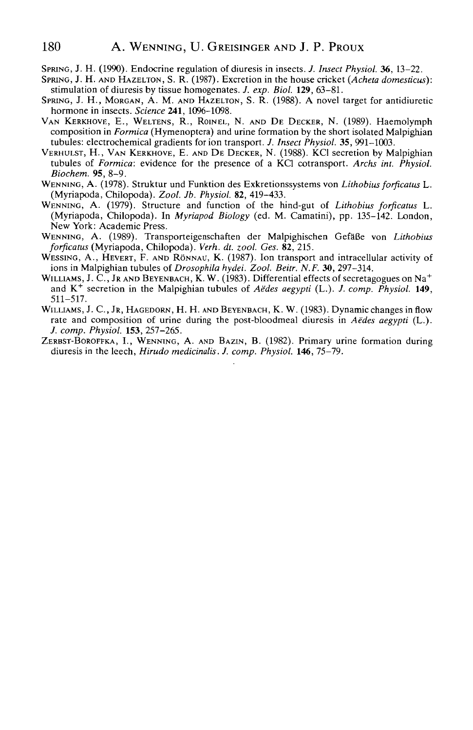SPRING, J. H. (1990). Endocrine regulation of diuresis in insects. *J. Insect Physiol.* **36**, 13–22.

SPRING, J. H. AND HAZELTON, S. R. (1987). Excretion in the house cricket (*Acheta domesticus*): stimulation of diuresis by tissue homogenates. *J. exp. Biol.* **129**, 63–81.

SPRING, J. H., MORGAN, A. M. AND HAZELTON, S. R. (1988). A novel target for antidiuretic hormone in insects. *Science* **241**, 1096–1098.

VAN KERKHOVE, E., WELTENS, R., ROINEL, N. AND DE DECKER, N. (1989). Haemolymph composition in *Formica* (Hymenoptera) and urine formation by the short isolated Malpighian tubules: electrochemical gradients for ion transport. *J. Insect Physiol.* **35**, 991–1003.

VERHULST, H., VAN KERKHOVE, E. AND DE DECKER, N. (1988). KCl secretion by Malpighian tubules of *Formica*: evidence for the presence of a KCl cotransport. *Archs int. Physiol. Biochem.* **95**, 8–9.

WENNING, A. (1978). Struktur und Funktion des Exkretionssystems von *Lithobius forficatus* L. (Myriapoda, Chilopoda). *Zool. Jb. Physiol.* **82**, 419–433.

WENNING, A. (1979). Structure and function of the hind-gut of *Lithobius forficatus* L. (Myriapoda, Chilopoda). In *Myriapod Biology* (ed. M. Camatini), pp. 135–142. London, New York: Academic Press.

WENNING, A. (1989). Transporteigenschaften der Malpighischen Gefäße von *Lithobius forficatus* (Myriapoda, Chilopoda). *Verh. dt. zool. Ges.* **82**, 215.

WESSING, A., HEVERT, F. AND RÖNNAU, K. (1987). Ion transport and intracellular activity of ions in Malpighian tubules of *Drosophila hydei*. *Zool. Beitr. N.F.* **30**, 297–314.

WILLIAMS, J. C., JR AND BEYENBACH, K. W. (1983). Differential effects of secretagogues on $Na^+$ and $K^+$ secretion in the Malpighian tubules of *Aëdes aegypti* (L.). *J. comp. Physiol.* **149**, 511–517.

WILLIAMS, J. C., JR, HAGEDORN, H. H. AND BEYENBACH, K. W. (1983). Dynamic changes in flow rate and composition of urine during the post-bloodmeal diuresis in *Aëdes aegypti* (L.). *J. comp. Physiol.* **153**, 257–265.

ZERBST-BOROFFKA, I., WENNING, A. AND BAZIN, B. (1982). Primary urine formation during diuresis in the leech, *Hirudo medicinalis*. *J. comp. Physiol.* **146**, 75–79.